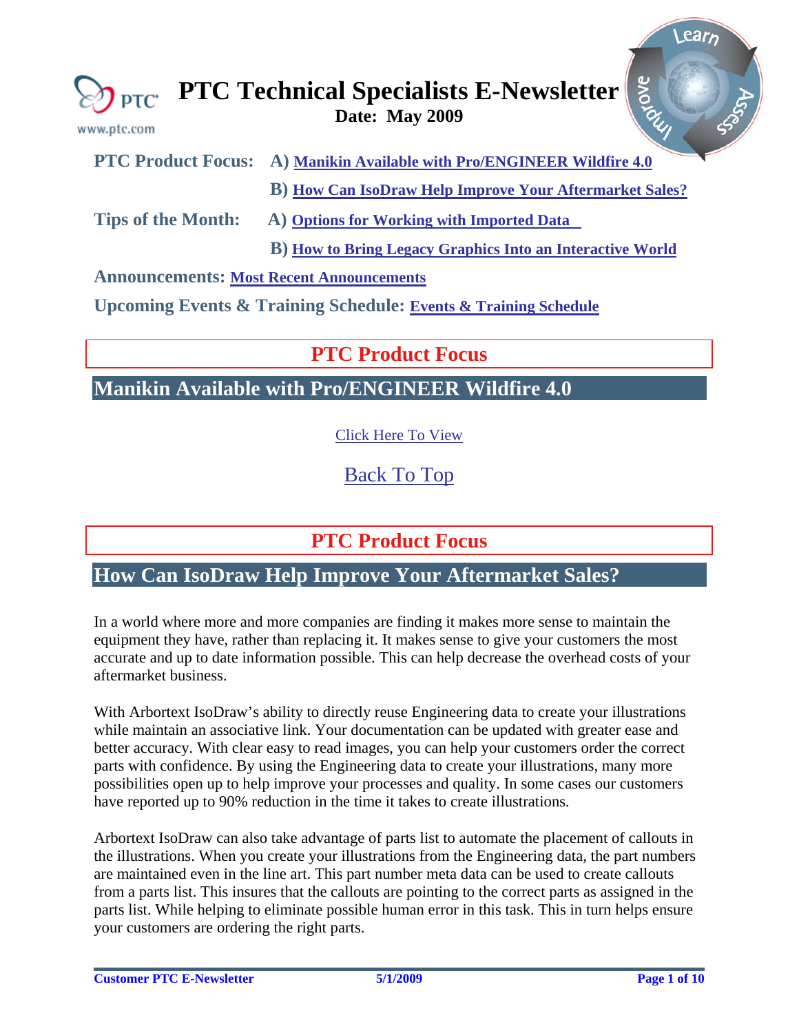# PTC Technical Specialists E-Newsletter

**Date: May 2009**

**PTC Product Focus:** **A)** **Manikin Available with Pro/ENGINEER Wildfire 4.0**

**B)** **How Can IsoDraw Help Improve Your Aftermarket Sales?**

**Tips of the Month:** **A)** **Options for Working with Imported Data**

**B)** **How to Bring Legacy Graphics Into an Interactive World**

**Announcements:** **Most Recent Announcements**

**Upcoming Events & Training Schedule:** **Events & Training Schedule**

## PTC Product Focus

## Manikin Available with Pro/ENGINEER Wildfire 4.0

Click Here To View

Back To Top

## PTC Product Focus

## How Can IsoDraw Help Improve Your Aftermarket Sales?

In a world where more and more companies are finding it makes more sense to maintain the equipment they have, rather than replacing it. It makes sense to give your customers the most accurate and up to date information possible. This can help decrease the overhead costs of your aftermarket business.

With Arbortext IsoDraw's ability to directly reuse Engineering data to create your illustrations while maintain an associative link. Your documentation can be updated with greater ease and better accuracy. With clear easy to read images, you can help your customers order the correct parts with confidence. By using the Engineering data to create your illustrations, many more possibilities open up to help improve your processes and quality. In some cases our customers have reported up to 90% reduction in the time it takes to create illustrations.

Arbortext IsoDraw can also take advantage of parts list to automate the placement of callouts in the illustrations. When you create your illustrations from the Engineering data, the part numbers are maintained even in the line art. This part number meta data can be used to create callouts from a parts list. This insures that the callouts are pointing to the correct parts as assigned in the parts list. While helping to eliminate possible human error in this task. This in turn helps ensure your customers are ordering the right parts.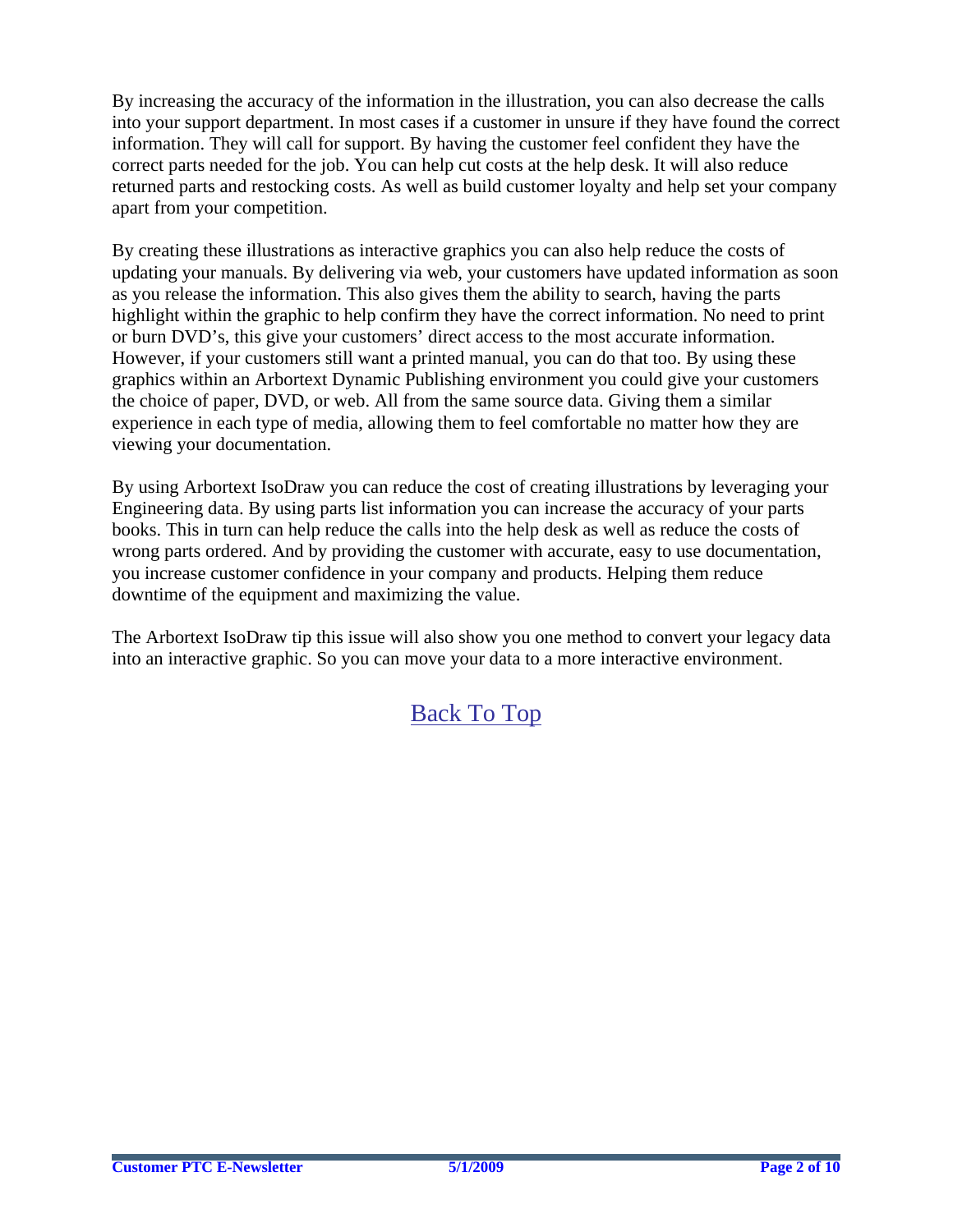By increasing the accuracy of the information in the illustration, you can also decrease the calls into your support department. In most cases if a customer in unsure if they have found the correct information. They will call for support. By having the customer feel confident they have the correct parts needed for the job. You can help cut costs at the help desk. It will also reduce returned parts and restocking costs. As well as build customer loyalty and help set your company apart from your competition.

By creating these illustrations as interactive graphics you can also help reduce the costs of updating your manuals. By delivering via web, your customers have updated information as soon as you release the information. This also gives them the ability to search, having the parts highlight within the graphic to help confirm they have the correct information. No need to print or burn DVD's, this give your customers' direct access to the most accurate information. However, if your customers still want a printed manual, you can do that too. By using these graphics within an Arbortext Dynamic Publishing environment you could give your customers the choice of paper, DVD, or web. All from the same source data. Giving them a similar experience in each type of media, allowing them to feel comfortable no matter how they are viewing your documentation.

By using Arbortext IsoDraw you can reduce the cost of creating illustrations by leveraging your Engineering data. By using parts list information you can increase the accuracy of your parts books. This in turn can help reduce the calls into the help desk as well as reduce the costs of wrong parts ordered. And by providing the customer with accurate, easy to use documentation, you increase customer confidence in your company and products. Helping them reduce downtime of the equipment and maximizing the value.

The Arbortext IsoDraw tip this issue will also show you one method to convert your legacy data into an interactive graphic. So you can move your data to a more interactive environment.

Back To Top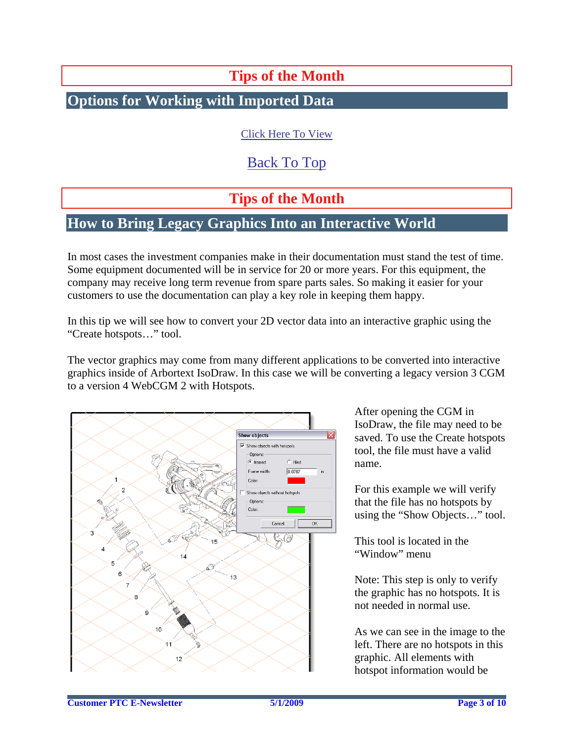# Tips of the Month

## Options for Working with Imported Data

Click Here To View

Back To Top

# Tips of the Month

## How to Bring Legacy Graphics Into an Interactive World

In most cases the investment companies make in their documentation must stand the test of time. Some equipment documented will be in service for 20 or more years. For this equipment, the company may receive long term revenue from spare parts sales. So making it easier for your customers to use the documentation can play a key role in keeping them happy.

In this tip we will see how to convert your 2D vector data into an interactive graphic using the "Create hotspots…" tool.

The vector graphics may come from many different applications to be converted into interactive graphics inside of Arbortext IsoDraw. In this case we will be converting a legacy version 3 CGM to a version 4 WebCGM 2 with Hotspots.

After opening the CGM in IsoDraw, the file may need to be saved. To use the Create hotspots tool, the file must have a valid name.

For this example we will verify that the file has no hotspots by using the "Show Objects…" tool.

This tool is located in the "Window" menu

Note: This step is only to verify the graphic has no hotspots. It is not needed in normal use.

As we can see in the image to the left. There are no hotspots in this graphic. All elements with hotspot information would be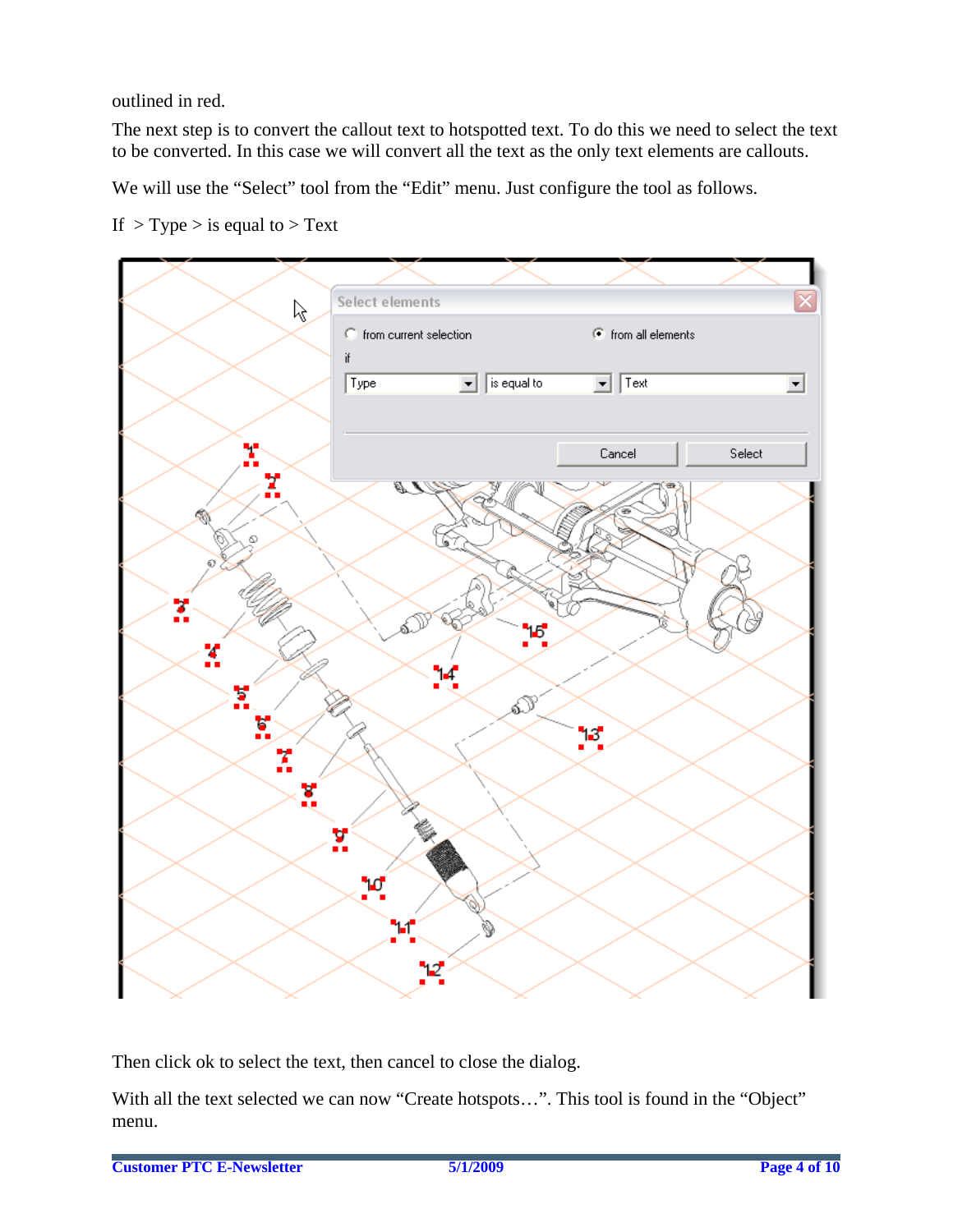outlined in red.

The next step is to convert the callout text to hotspotted text. To do this we need to select the text to be converted. In this case we will convert all the text as the only text elements are callouts.

We will use the "Select" tool from the "Edit" menu. Just configure the tool as follows.

If > Type > is equal to > Text

Then click ok to select the text, then cancel to close the dialog.

With all the text selected we can now "Create hotspots…". This tool is found in the "Object" menu.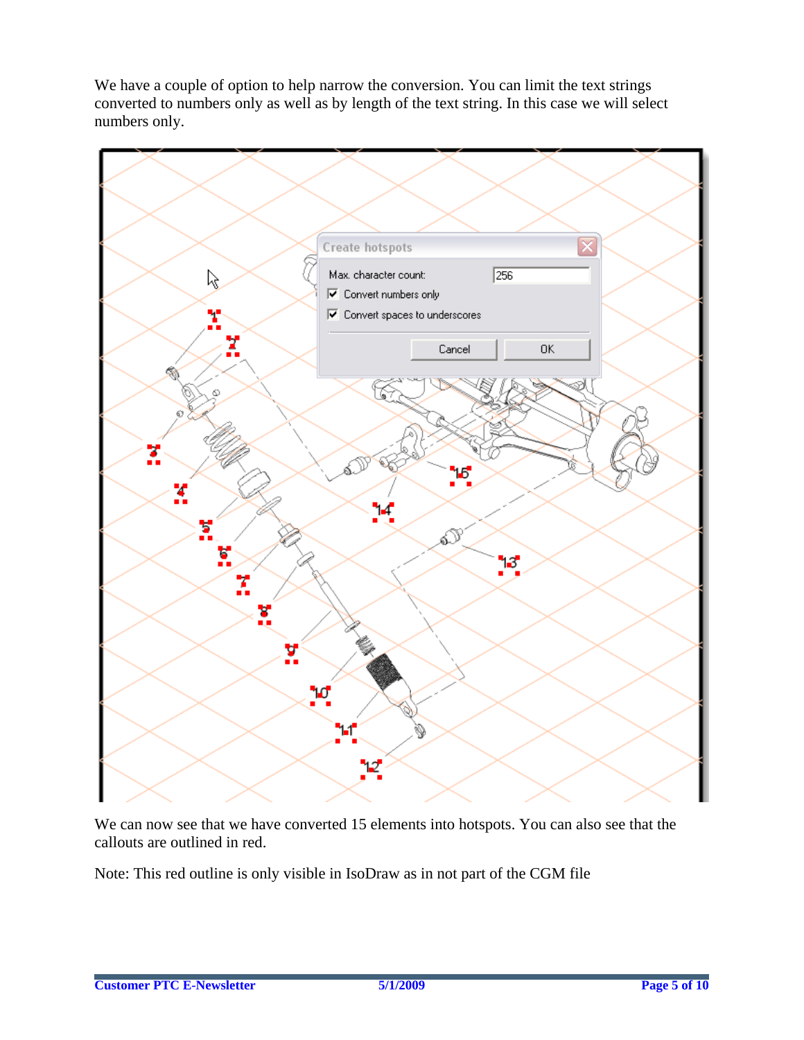We have a couple of option to help narrow the conversion. You can limit the text strings converted to numbers only as well as by length of the text string. In this case we will select numbers only.

We can now see that we have converted 15 elements into hotspots. You can also see that the callouts are outlined in red.

Note: This red outline is only visible in IsoDraw as in not part of the CGM file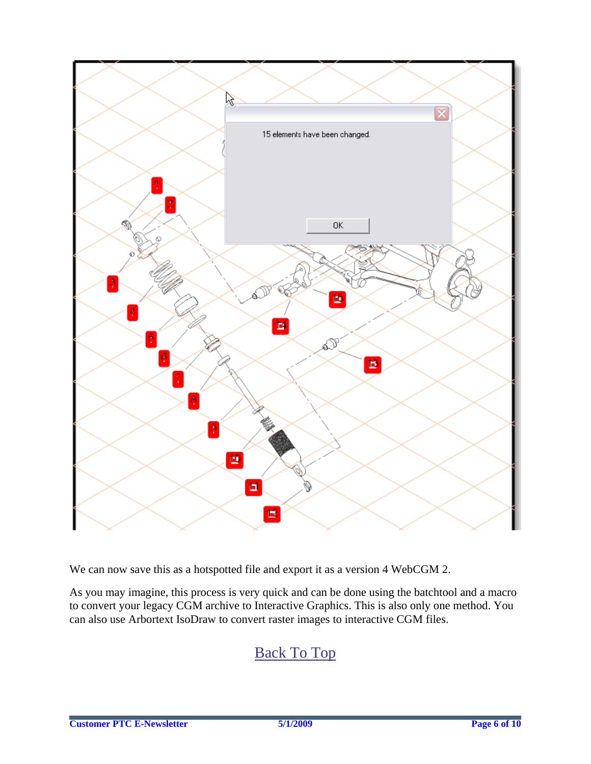We can now save this as a hotspotted file and export it as a version 4 WebCGM 2.

As you may imagine, this process is very quick and can be done using the batchtool and a macro to convert your legacy CGM archive to Interactive Graphics. This is also only one method. You can also use Arbortext IsoDraw to convert raster images to interactive CGM files.

Back To Top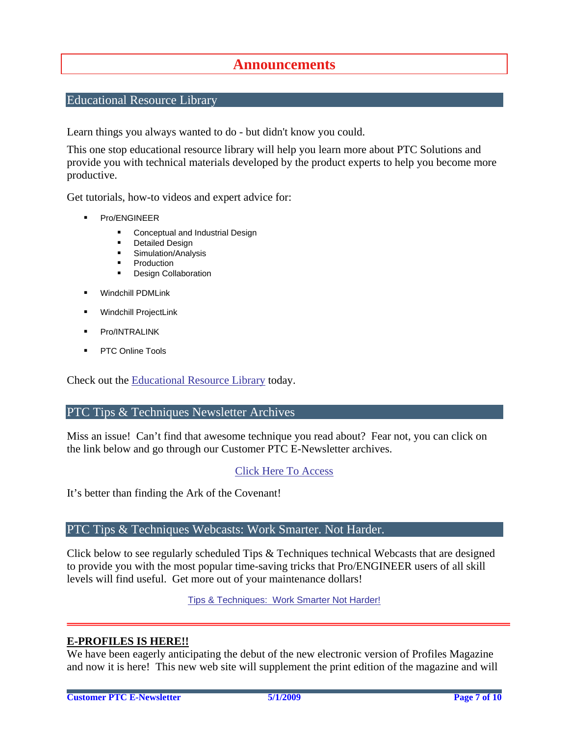# Announcements

## Educational Resource Library

Learn things you always wanted to do - but didn't know you could.

This one stop educational resource library will help you learn more about PTC Solutions and provide you with technical materials developed by the product experts to help you become more productive.

Get tutorials, how-to videos and expert advice for:

- Pro/ENGINEER
  - Conceptual and Industrial Design
  - Detailed Design
  - Simulation/Analysis
  - Production
  - Design Collaboration
- Windchill PDMLink
- Windchill ProjectLink
- Pro/INTRALINK
- PTC Online Tools

Check out the Educational Resource Library today.

## PTC Tips & Techniques Newsletter Archives

Miss an issue! Can't find that awesome technique you read about? Fear not, you can click on the link below and go through our Customer PTC E-Newsletter archives.

Click Here To Access

It's better than finding the Ark of the Covenant!

## PTC Tips & Techniques Webcasts: Work Smarter. Not Harder.

Click below to see regularly scheduled Tips & Techniques technical Webcasts that are designed to provide you with the most popular time-saving tricks that Pro/ENGINEER users of all skill levels will find useful. Get more out of your maintenance dollars!

Tips & Techniques: Work Smarter Not Harder!

---

**E-PROFILES IS HERE!!**

We have been eagerly anticipating the debut of the new electronic version of Profiles Magazine and now it is here! This new web site will supplement the print edition of the magazine and will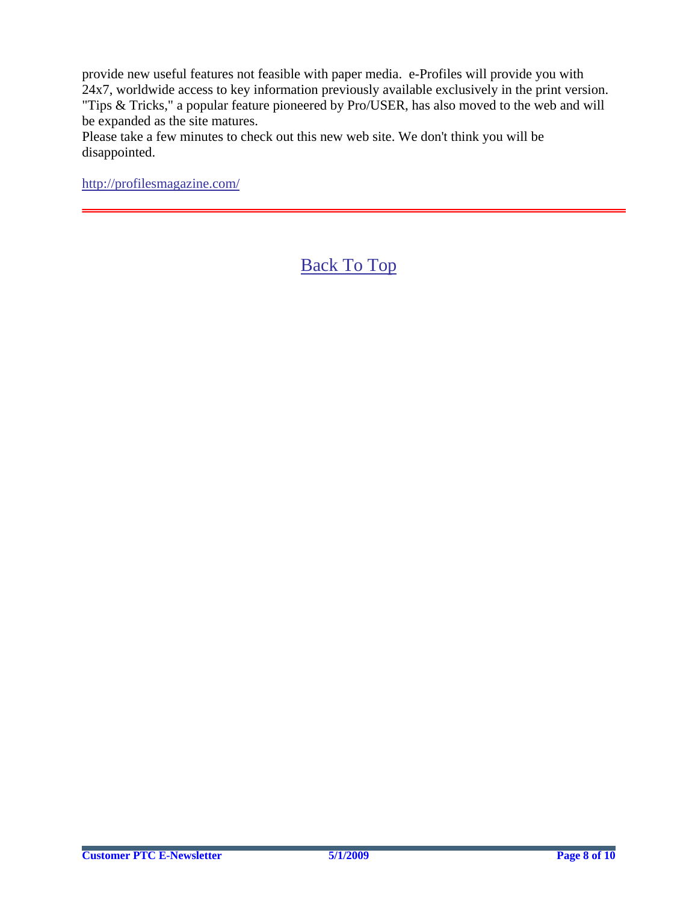provide new useful features not feasible with paper media.  e-Profiles will provide you with 24x7, worldwide access to key information previously available exclusively in the print version. "Tips & Tricks," a popular feature pioneered by Pro/USER, has also moved to the web and will be expanded as the site matures.
Please take a few minutes to check out this new web site. We don't think you will be disappointed.

http://profilesmagazine.com/

---

Back To Top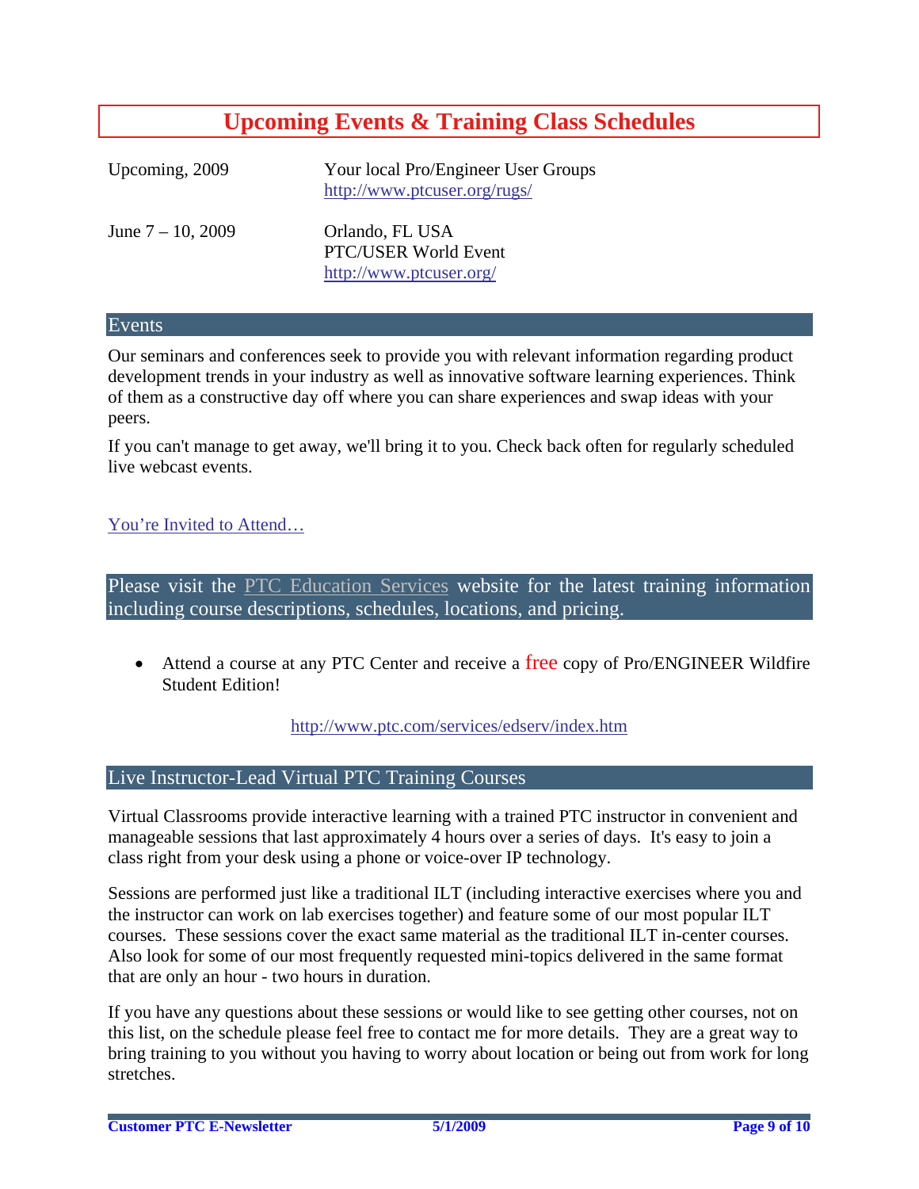# Upcoming Events & Training Class Schedules

| | |
|---|---|
| Upcoming, 2009 | Your local Pro/Engineer User Groups<br>http://www.ptcuser.org/rugs/ |
| June 7 – 10, 2009 | Orlando, FL USA<br>PTC/USER World Event<br>http://www.ptcuser.org/ |

## Events

Our seminars and conferences seek to provide you with relevant information regarding product development trends in your industry as well as innovative software learning experiences. Think of them as a constructive day off where you can share experiences and swap ideas with your peers.

If you can't manage to get away, we'll bring it to you. Check back often for regularly scheduled live webcast events.

You're Invited to Attend…

## Please visit the PTC Education Services website for the latest training information including course descriptions, schedules, locations, and pricing.

- Attend a course at any PTC Center and receive a free copy of Pro/ENGINEER Wildfire Student Edition!

http://www.ptc.com/services/edserv/index.htm

## Live Instructor-Lead Virtual PTC Training Courses

Virtual Classrooms provide interactive learning with a trained PTC instructor in convenient and manageable sessions that last approximately 4 hours over a series of days. It's easy to join a class right from your desk using a phone or voice-over IP technology.

Sessions are performed just like a traditional ILT (including interactive exercises where you and the instructor can work on lab exercises together) and feature some of our most popular ILT courses. These sessions cover the exact same material as the traditional ILT in-center courses. Also look for some of our most frequently requested mini-topics delivered in the same format that are only an hour - two hours in duration.

If you have any questions about these sessions or would like to see getting other courses, not on this list, on the schedule please feel free to contact me for more details. They are a great way to bring training to you without you having to worry about location or being out from work for long stretches.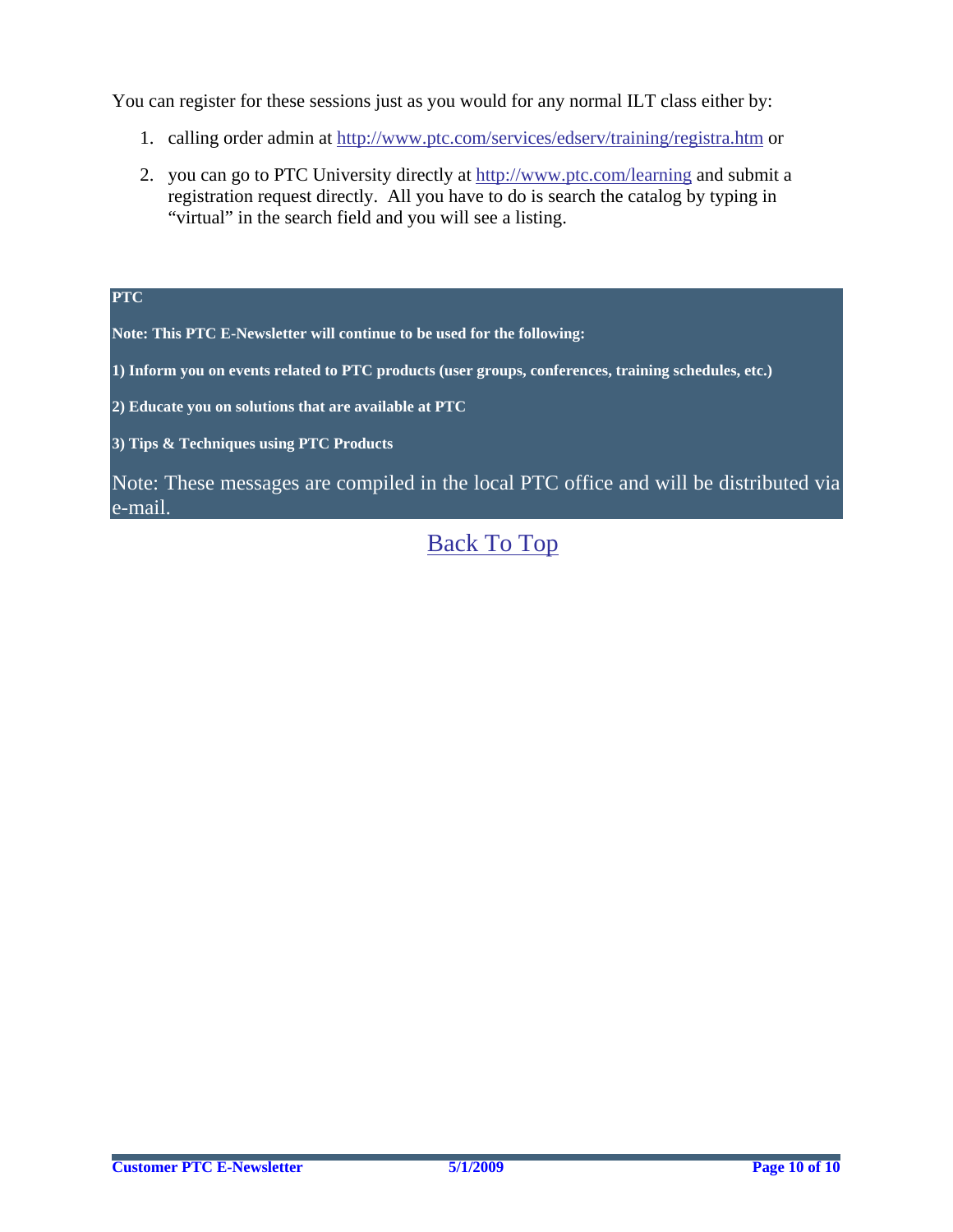You can register for these sessions just as you would for any normal ILT class either by:

1. calling order admin at http://www.ptc.com/services/edserv/training/registra.htm or
2. you can go to PTC University directly at http://www.ptc.com/learning and submit a registration request directly. All you have to do is search the catalog by typing in "virtual" in the search field and you will see a listing.

**PTC**

**Note: This PTC E-Newsletter will continue to be used for the following:**

**1) Inform you on events related to PTC products (user groups, conferences, training schedules, etc.)**

**2) Educate you on solutions that are available at PTC**

**3) Tips & Techniques using PTC Products**

Note: These messages are compiled in the local PTC office and will be distributed via e-mail.

Back To Top